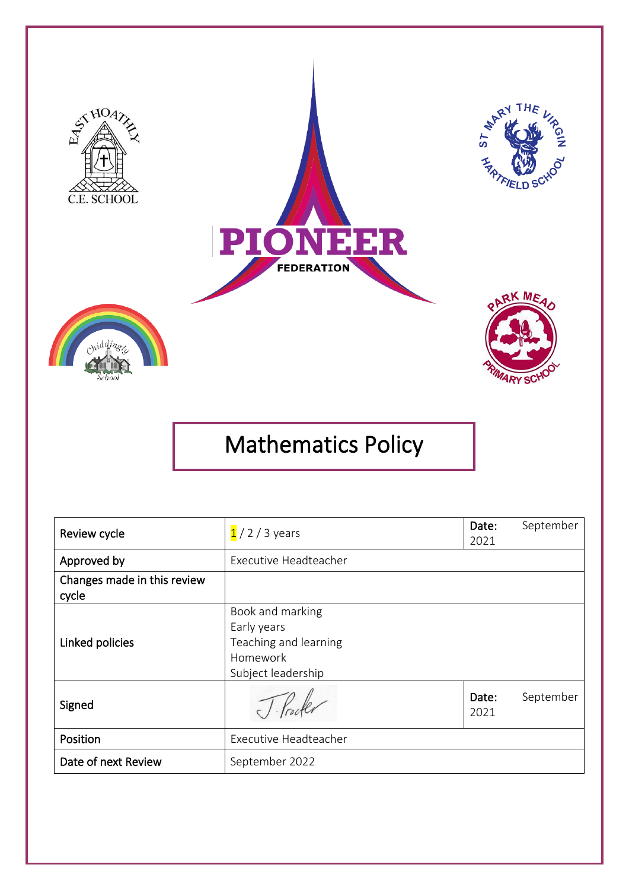EAST HOATHLY C.E. SCHOOL

ST MARY THE VIRGIN HARTFIELD SCHOOL

PIONEER FEDERATION

Chiddingly School

PARK MEAD PRIMARY SCHOOL

# Mathematics Policy

| Review cycle | 1 / 2 / 3 years | Date: September 2021 |
|---|---|---|
| Approved by | Executive Headteacher | |
| Changes made in this review cycle | | |
| Linked policies | Book and marking<br>Early years<br>Teaching and learning<br>Homework<br>Subject leadership | |
| Signed | J. Procter | Date: September 2021 |
| Position | Executive Headteacher | |
| Date of next Review | September 2022 | |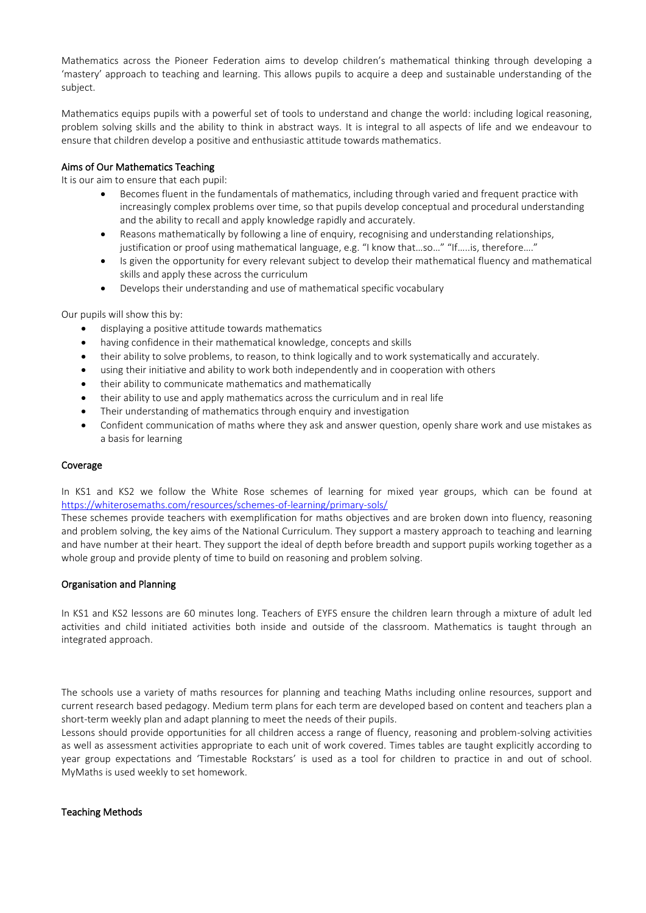Mathematics across the Pioneer Federation aims to develop children's mathematical thinking through developing a 'mastery' approach to teaching and learning. This allows pupils to acquire a deep and sustainable understanding of the subject.

Mathematics equips pupils with a powerful set of tools to understand and change the world: including logical reasoning, problem solving skills and the ability to think in abstract ways. It is integral to all aspects of life and we endeavour to ensure that children develop a positive and enthusiastic attitude towards mathematics.

## Aims of Our Mathematics Teaching

It is our aim to ensure that each pupil:

- Becomes fluent in the fundamentals of mathematics, including through varied and frequent practice with increasingly complex problems over time, so that pupils develop conceptual and procedural understanding and the ability to recall and apply knowledge rapidly and accurately.
- Reasons mathematically by following a line of enquiry, recognising and understanding relationships, justification or proof using mathematical language, e.g. "I know that…so…" "If…..is, therefore…."
- Is given the opportunity for every relevant subject to develop their mathematical fluency and mathematical skills and apply these across the curriculum
- Develops their understanding and use of mathematical specific vocabulary

Our pupils will show this by:

- displaying a positive attitude towards mathematics
- having confidence in their mathematical knowledge, concepts and skills
- their ability to solve problems, to reason, to think logically and to work systematically and accurately.
- using their initiative and ability to work both independently and in cooperation with others
- their ability to communicate mathematics and mathematically
- their ability to use and apply mathematics across the curriculum and in real life
- Their understanding of mathematics through enquiry and investigation
- Confident communication of maths where they ask and answer question, openly share work and use mistakes as a basis for learning

## Coverage

In KS1 and KS2 we follow the White Rose schemes of learning for mixed year groups, which can be found at https://whiterosemaths.com/resources/schemes-of-learning/primary-sols/

These schemes provide teachers with exemplification for maths objectives and are broken down into fluency, reasoning and problem solving, the key aims of the National Curriculum. They support a mastery approach to teaching and learning and have number at their heart. They support the ideal of depth before breadth and support pupils working together as a whole group and provide plenty of time to build on reasoning and problem solving.

## Organisation and Planning

In KS1 and KS2 lessons are 60 minutes long. Teachers of EYFS ensure the children learn through a mixture of adult led activities and child initiated activities both inside and outside of the classroom. Mathematics is taught through an integrated approach.

The schools use a variety of maths resources for planning and teaching Maths including online resources, support and current research based pedagogy. Medium term plans for each term are developed based on content and teachers plan a short-term weekly plan and adapt planning to meet the needs of their pupils.

Lessons should provide opportunities for all children access a range of fluency, reasoning and problem-solving activities as well as assessment activities appropriate to each unit of work covered. Times tables are taught explicitly according to year group expectations and 'Timestable Rockstars' is used as a tool for children to practice in and out of school. MyMaths is used weekly to set homework.

## Teaching Methods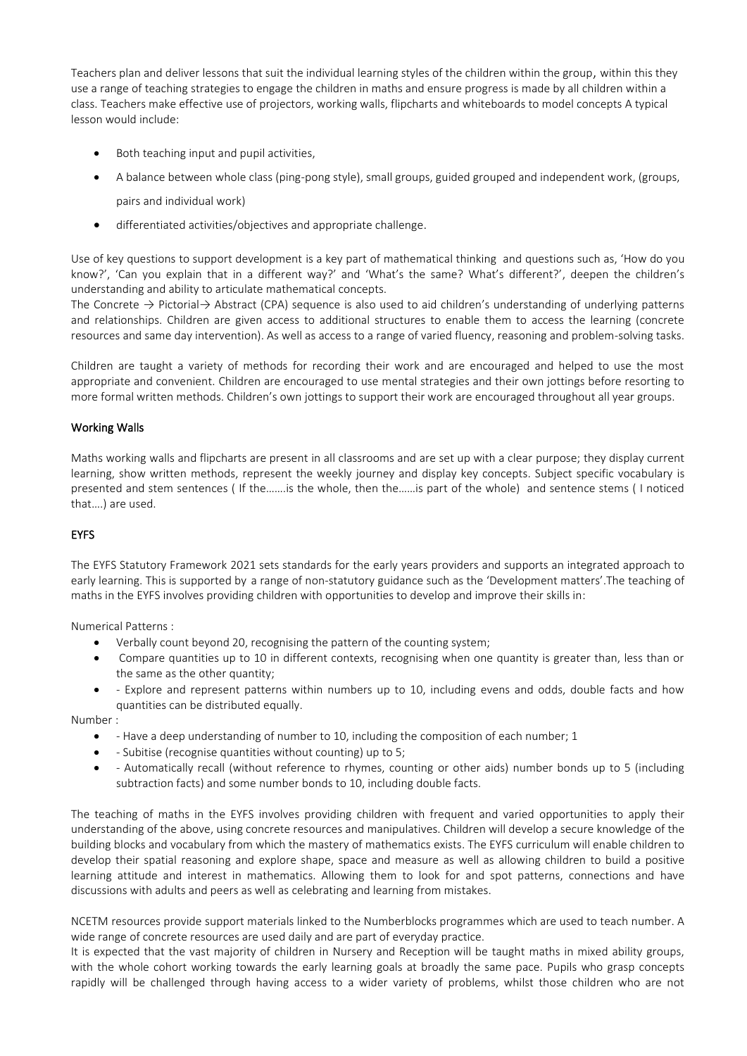Teachers plan and deliver lessons that suit the individual learning styles of the children within the group, within this they use a range of teaching strategies to engage the children in maths and ensure progress is made by all children within a class. Teachers make effective use of projectors, working walls, flipcharts and whiteboards to model concepts A typical lesson would include:

- Both teaching input and pupil activities,
- A balance between whole class (ping-pong style), small groups, guided grouped and independent work, (groups, pairs and individual work)
- differentiated activities/objectives and appropriate challenge.

Use of key questions to support development is a key part of mathematical thinking and questions such as, 'How do you know?', 'Can you explain that in a different way?' and 'What's the same? What's different?', deepen the children's understanding and ability to articulate mathematical concepts.
The Concrete → Pictorial→ Abstract (CPA) sequence is also used to aid children's understanding of underlying patterns and relationships. Children are given access to additional structures to enable them to access the learning (concrete resources and same day intervention). As well as access to a range of varied fluency, reasoning and problem-solving tasks.

Children are taught a variety of methods for recording their work and are encouraged and helped to use the most appropriate and convenient. Children are encouraged to use mental strategies and their own jottings before resorting to more formal written methods. Children's own jottings to support their work are encouraged throughout all year groups.

## Working Walls

Maths working walls and flipcharts are present in all classrooms and are set up with a clear purpose; they display current learning, show written methods, represent the weekly journey and display key concepts. Subject specific vocabulary is presented and stem sentences ( If the…….is the whole, then the……is part of the whole) and sentence stems ( I noticed that….) are used.

## EYFS

The EYFS Statutory Framework 2021 sets standards for the early years providers and supports an integrated approach to early learning. This is supported by a range of non-statutory guidance such as the 'Development matters'.The teaching of maths in the EYFS involves providing children with opportunities to develop and improve their skills in:

Numerical Patterns :

- Verbally count beyond 20, recognising the pattern of the counting system;
- Compare quantities up to 10 in different contexts, recognising when one quantity is greater than, less than or the same as the other quantity;
- - Explore and represent patterns within numbers up to 10, including evens and odds, double facts and how quantities can be distributed equally.

Number :

- - Have a deep understanding of number to 10, including the composition of each number; 1
- - Subitise (recognise quantities without counting) up to 5;
- - Automatically recall (without reference to rhymes, counting or other aids) number bonds up to 5 (including subtraction facts) and some number bonds to 10, including double facts.

The teaching of maths in the EYFS involves providing children with frequent and varied opportunities to apply their understanding of the above, using concrete resources and manipulatives. Children will develop a secure knowledge of the building blocks and vocabulary from which the mastery of mathematics exists. The EYFS curriculum will enable children to develop their spatial reasoning and explore shape, space and measure as well as allowing children to build a positive learning attitude and interest in mathematics. Allowing them to look for and spot patterns, connections and have discussions with adults and peers as well as celebrating and learning from mistakes.

NCETM resources provide support materials linked to the Numberblocks programmes which are used to teach number. A wide range of concrete resources are used daily and are part of everyday practice.
It is expected that the vast majority of children in Nursery and Reception will be taught maths in mixed ability groups, with the whole cohort working towards the early learning goals at broadly the same pace. Pupils who grasp concepts rapidly will be challenged through having access to a wider variety of problems, whilst those children who are not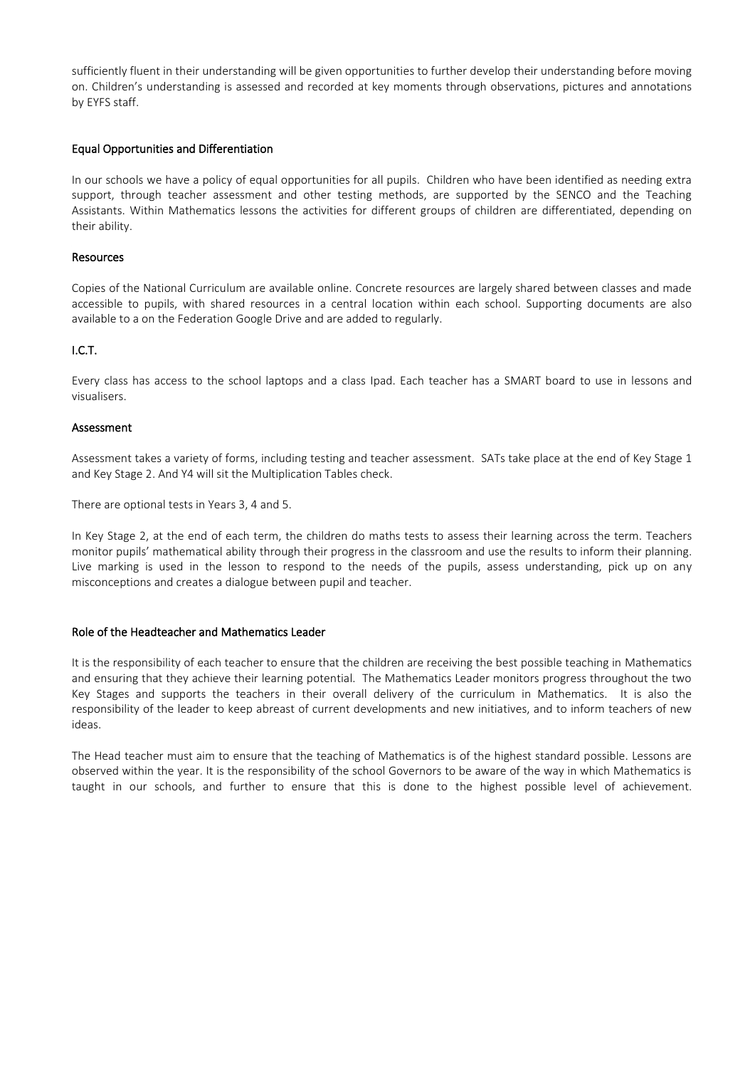sufficiently fluent in their understanding will be given opportunities to further develop their understanding before moving on. Children's understanding is assessed and recorded at key moments through observations, pictures and annotations by EYFS staff.

## Equal Opportunities and Differentiation

In our schools we have a policy of equal opportunities for all pupils. Children who have been identified as needing extra support, through teacher assessment and other testing methods, are supported by the SENCO and the Teaching Assistants. Within Mathematics lessons the activities for different groups of children are differentiated, depending on their ability.

## Resources

Copies of the National Curriculum are available online. Concrete resources are largely shared between classes and made accessible to pupils, with shared resources in a central location within each school. Supporting documents are also available to a on the Federation Google Drive and are added to regularly.

## I.C.T.

Every class has access to the school laptops and a class Ipad. Each teacher has a SMART board to use in lessons and visualisers.

## Assessment

Assessment takes a variety of forms, including testing and teacher assessment. SATs take place at the end of Key Stage 1 and Key Stage 2. And Y4 will sit the Multiplication Tables check.

There are optional tests in Years 3, 4 and 5.

In Key Stage 2, at the end of each term, the children do maths tests to assess their learning across the term. Teachers monitor pupils' mathematical ability through their progress in the classroom and use the results to inform their planning. Live marking is used in the lesson to respond to the needs of the pupils, assess understanding, pick up on any misconceptions and creates a dialogue between pupil and teacher.

## Role of the Headteacher and Mathematics Leader

It is the responsibility of each teacher to ensure that the children are receiving the best possible teaching in Mathematics and ensuring that they achieve their learning potential. The Mathematics Leader monitors progress throughout the two Key Stages and supports the teachers in their overall delivery of the curriculum in Mathematics. It is also the responsibility of the leader to keep abreast of current developments and new initiatives, and to inform teachers of new ideas.

The Head teacher must aim to ensure that the teaching of Mathematics is of the highest standard possible. Lessons are observed within the year. It is the responsibility of the school Governors to be aware of the way in which Mathematics is taught in our schools, and further to ensure that this is done to the highest possible level of achievement.